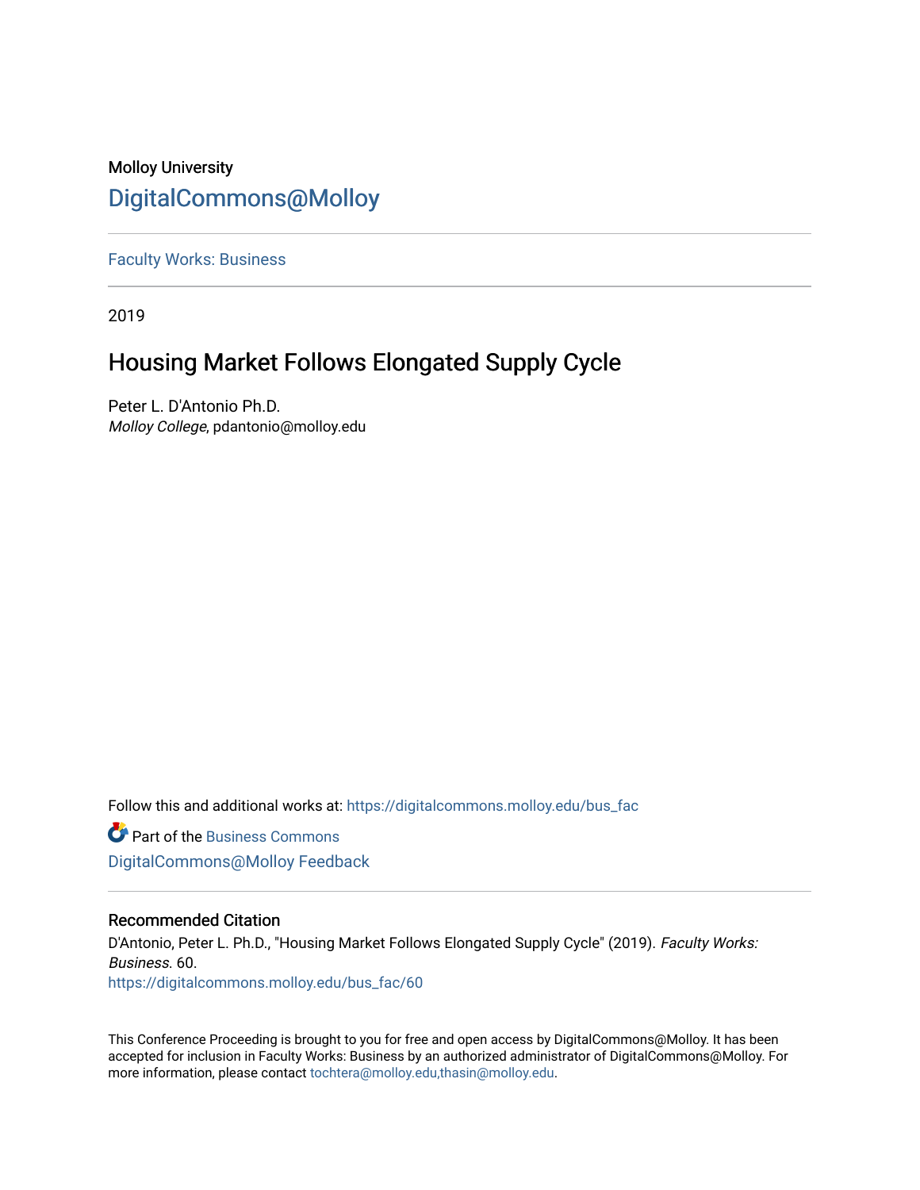Molloy University

## DigitalCommons@Molloy

Faculty Works: Business

2019

# Housing Market Follows Elongated Supply Cycle

Peter L. D'Antonio Ph.D.
*Molloy College*, pdantonio@molloy.edu

Follow this and additional works at: https://digitalcommons.molloy.edu/bus_fac

Part of the Business Commons

DigitalCommons@Molloy Feedback

### Recommended Citation

D'Antonio, Peter L. Ph.D., "Housing Market Follows Elongated Supply Cycle" (2019). *Faculty Works: Business*. 60.
https://digitalcommons.molloy.edu/bus_fac/60

This Conference Proceeding is brought to you for free and open access by DigitalCommons@Molloy. It has been accepted for inclusion in Faculty Works: Business by an authorized administrator of DigitalCommons@Molloy. For more information, please contact tochtera@molloy.edu,thasin@molloy.edu.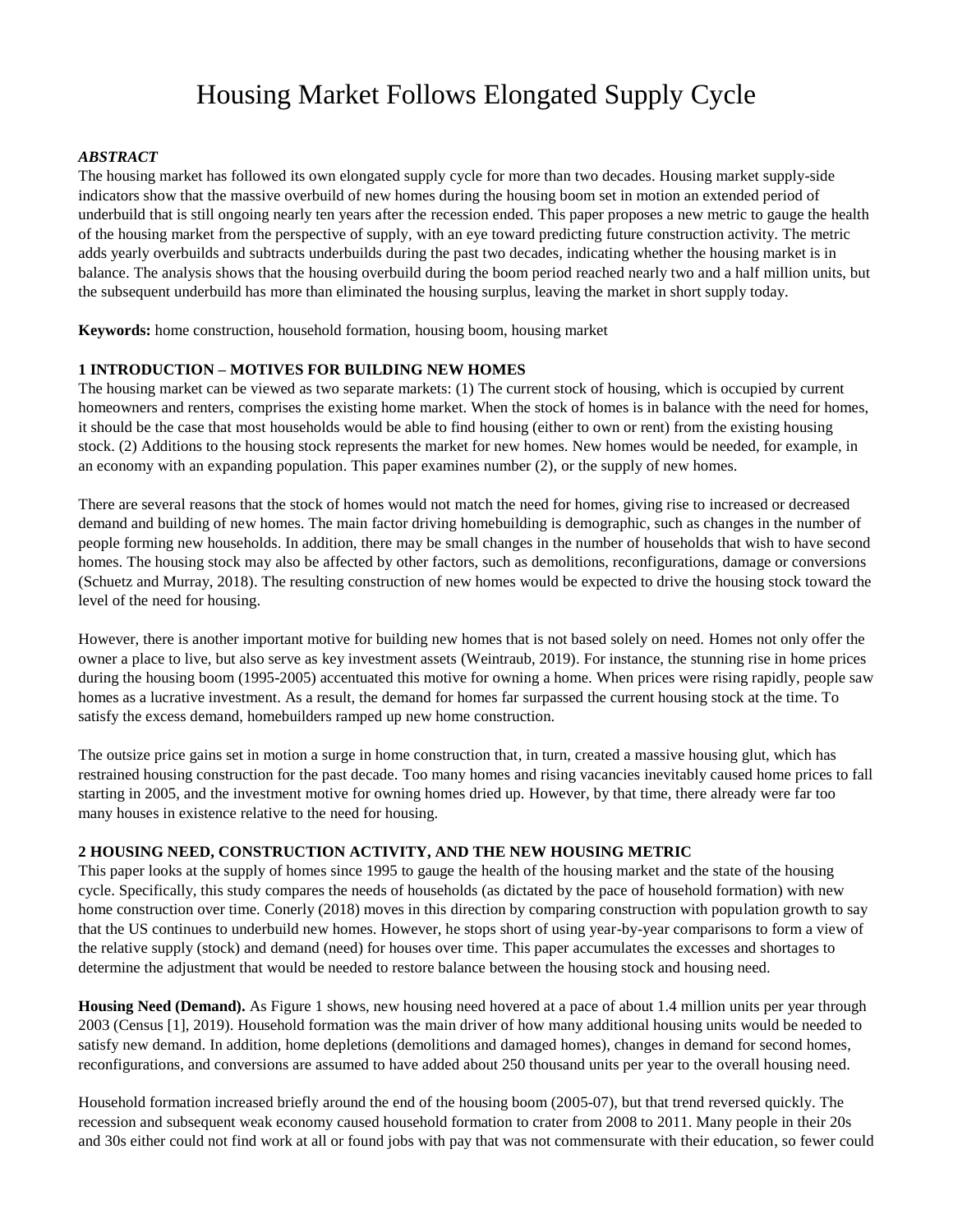// Housing Market Follows Elongated Supply Cycle

# Housing Market Follows Elongated Supply Cycle

***ABSTRACT***

The housing market has followed its own elongated supply cycle for more than two decades. Housing market supply-side indicators show that the massive overbuild of new homes during the housing boom set in motion an extended period of underbuild that is still ongoing nearly ten years after the recession ended. This paper proposes a new metric to gauge the health of the housing market from the perspective of supply, with an eye toward predicting future construction activity. The metric adds yearly overbuilds and subtracts underbuilds during the past two decades, indicating whether the housing market is in balance. The analysis shows that the housing overbuild during the boom period reached nearly two and a half million units, but the subsequent underbuild has more than eliminated the housing surplus, leaving the market in short supply today.

**Keywords:** home construction, household formation, housing boom, housing market

## 1 INTRODUCTION – MOTIVES FOR BUILDING NEW HOMES

The housing market can be viewed as two separate markets: (1) The current stock of housing, which is occupied by current homeowners and renters, comprises the existing home market. When the stock of homes is in balance with the need for homes, it should be the case that most households would be able to find housing (either to own or rent) from the existing housing stock. (2) Additions to the housing stock represents the market for new homes. New homes would be needed, for example, in an economy with an expanding population. This paper examines number (2), or the supply of new homes.

There are several reasons that the stock of homes would not match the need for homes, giving rise to increased or decreased demand and building of new homes. The main factor driving homebuilding is demographic, such as changes in the number of people forming new households. In addition, there may be small changes in the number of households that wish to have second homes. The housing stock may also be affected by other factors, such as demolitions, reconfigurations, damage or conversions (Schuetz and Murray, 2018). The resulting construction of new homes would be expected to drive the housing stock toward the level of the need for housing.

However, there is another important motive for building new homes that is not based solely on need. Homes not only offer the owner a place to live, but also serve as key investment assets (Weintraub, 2019). For instance, the stunning rise in home prices during the housing boom (1995-2005) accentuated this motive for owning a home. When prices were rising rapidly, people saw homes as a lucrative investment. As a result, the demand for homes far surpassed the current housing stock at the time. To satisfy the excess demand, homebuilders ramped up new home construction.

The outsize price gains set in motion a surge in home construction that, in turn, created a massive housing glut, which has restrained housing construction for the past decade. Too many homes and rising vacancies inevitably caused home prices to fall starting in 2005, and the investment motive for owning homes dried up. However, by that time, there already were far too many houses in existence relative to the need for housing.

## 2 HOUSING NEED, CONSTRUCTION ACTIVITY, AND THE NEW HOUSING METRIC

This paper looks at the supply of homes since 1995 to gauge the health of the housing market and the state of the housing cycle. Specifically, this study compares the needs of households (as dictated by the pace of household formation) with new home construction over time. Conerly (2018) moves in this direction by comparing construction with population growth to say that the US continues to underbuild new homes. However, he stops short of using year-by-year comparisons to form a view of the relative supply (stock) and demand (need) for houses over time. This paper accumulates the excesses and shortages to determine the adjustment that would be needed to restore balance between the housing stock and housing need.

**Housing Need (Demand).** As Figure 1 shows, new housing need hovered at a pace of about 1.4 million units per year through 2003 (Census [1], 2019). Household formation was the main driver of how many additional housing units would be needed to satisfy new demand. In addition, home depletions (demolitions and damaged homes), changes in demand for second homes, reconfigurations, and conversions are assumed to have added about 250 thousand units per year to the overall housing need.

Household formation increased briefly around the end of the housing boom (2005-07), but that trend reversed quickly. The recession and subsequent weak economy caused household formation to crater from 2008 to 2011. Many people in their 20s and 30s either could not find work at all or found jobs with pay that was not commensurate with their education, so fewer could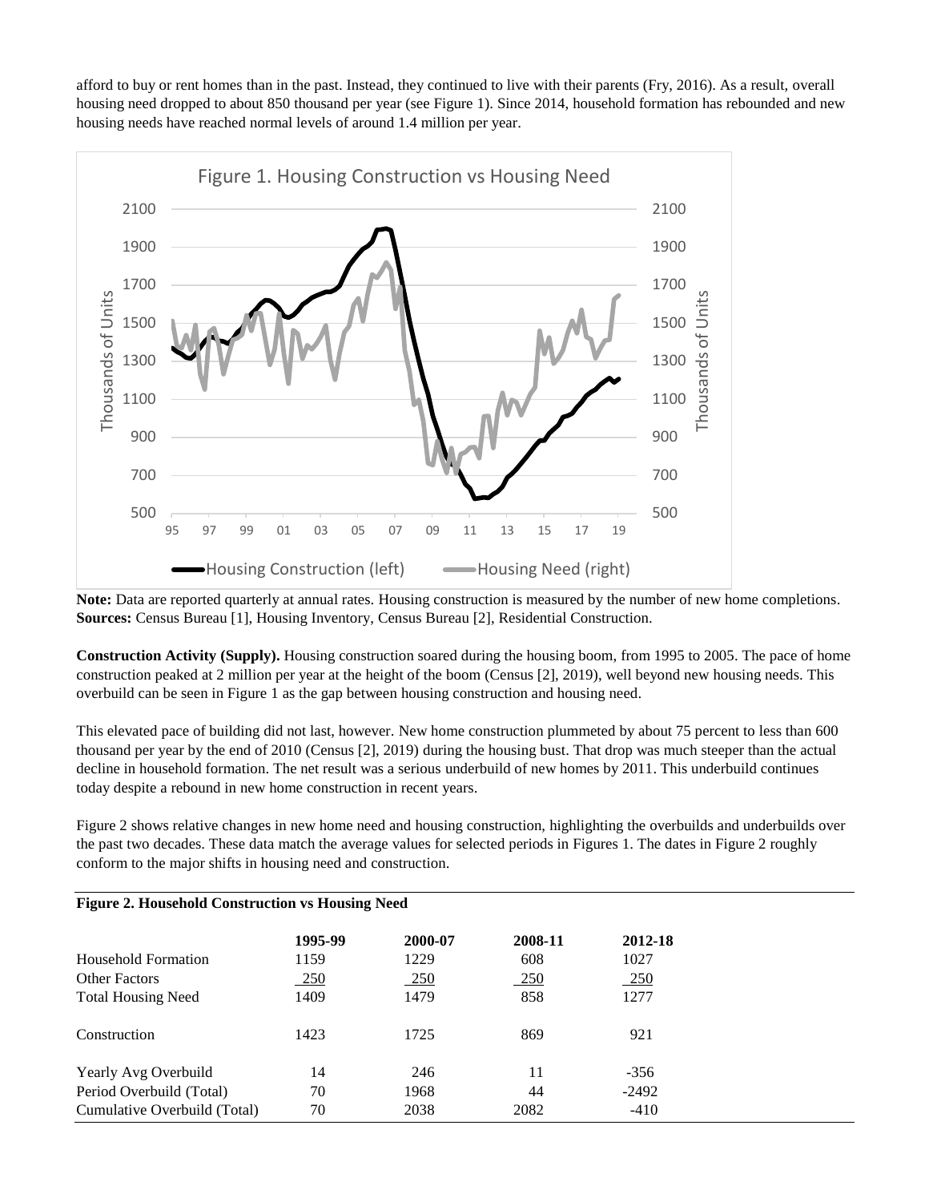afford to buy or rent homes than in the past. Instead, they continued to live with their parents (Fry, 2016). As a result, overall housing need dropped to about 850 thousand per year (see Figure 1). Since 2014, household formation has rebounded and new housing needs have reached normal levels of around 1.4 million per year.

**Note:** Data are reported quarterly at annual rates. Housing construction is measured by the number of new home completions. **Sources:** Census Bureau [1], Housing Inventory, Census Bureau [2], Residential Construction.

**Construction Activity (Supply).** Housing construction soared during the housing boom, from 1995 to 2005. The pace of home construction peaked at 2 million per year at the height of the boom (Census [2], 2019), well beyond new housing needs. This overbuild can be seen in Figure 1 as the gap between housing construction and housing need.

This elevated pace of building did not last, however. New home construction plummeted by about 75 percent to less than 600 thousand per year by the end of 2010 (Census [2], 2019) during the housing bust. That drop was much steeper than the actual decline in household formation. The net result was a serious underbuild of new homes by 2011. This underbuild continues today despite a rebound in new home construction in recent years.

Figure 2 shows relative changes in new home need and housing construction, highlighting the overbuilds and underbuilds over the past two decades. These data match the average values for selected periods in Figures 1. The dates in Figure 2 roughly conform to the major shifts in housing need and construction.

**Figure 2. Household Construction vs Housing Need**

| | 1995-99 | 2000-07 | 2008-11 | 2012-18 |
|---|---|---|---|---|
| Household Formation | 1159 | 1229 | 608 | 1027 |
| Other Factors | 250 | 250 | 250 | 250 |
| Total Housing Need | 1409 | 1479 | 858 | 1277 |
| Construction | 1423 | 1725 | 869 | 921 |
| Yearly Avg Overbuild | 14 | 246 | 11 | -356 |
| Period Overbuild (Total) | 70 | 1968 | 44 | -2492 |
| Cumulative Overbuild (Total) | 70 | 2038 | 2082 | -410 |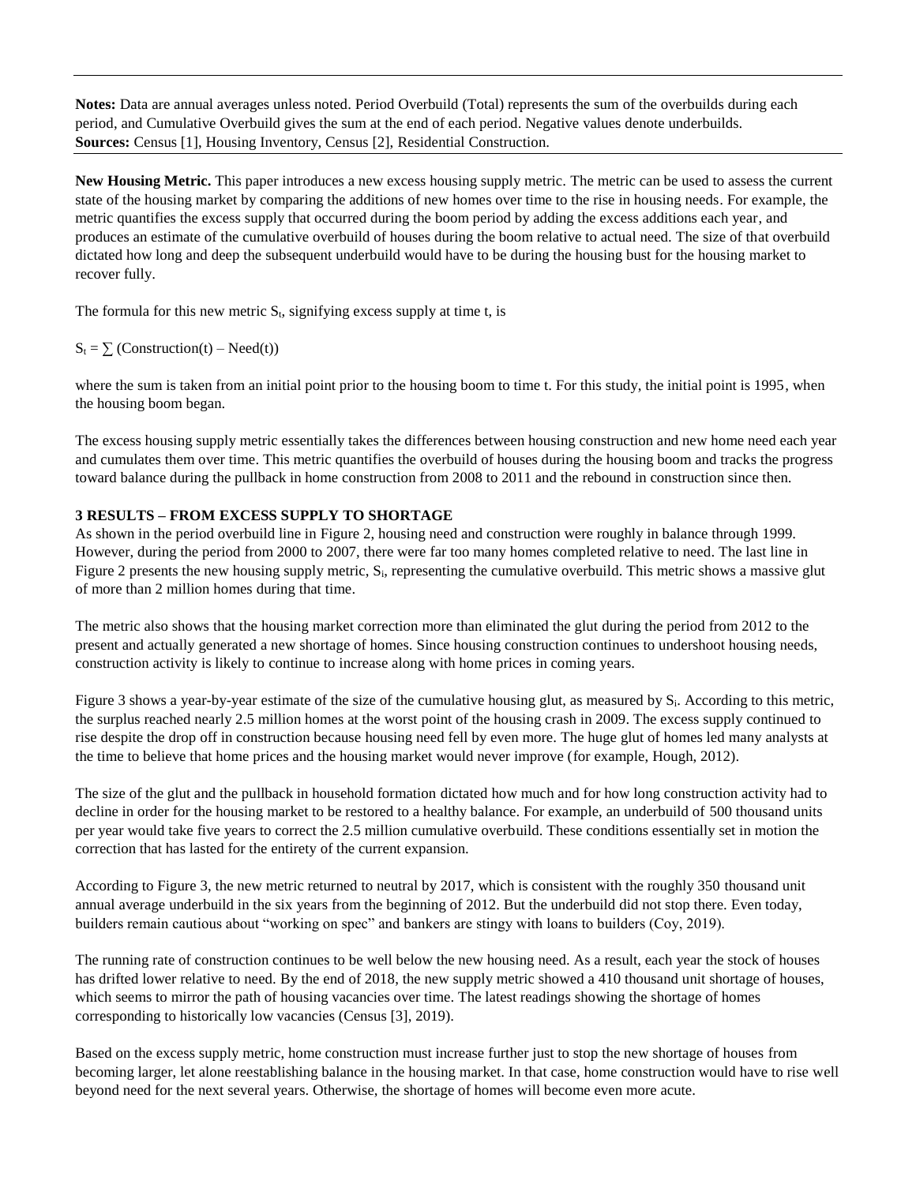**Notes:** Data are annual averages unless noted. Period Overbuild (Total) represents the sum of the overbuilds during each period, and Cumulative Overbuild gives the sum at the end of each period. Negative values denote underbuilds.
**Sources:** Census [1], Housing Inventory, Census [2], Residential Construction.

**New Housing Metric.** This paper introduces a new excess housing supply metric. The metric can be used to assess the current state of the housing market by comparing the additions of new homes over time to the rise in housing needs. For example, the metric quantifies the excess supply that occurred during the boom period by adding the excess additions each year, and produces an estimate of the cumulative overbuild of houses during the boom relative to actual need. The size of that overbuild dictated how long and deep the subsequent underbuild would have to be during the housing bust for the housing market to recover fully.

The formula for this new metric $S_t$, signifying excess supply at time t, is

$$S_t = \sum (\text{Construction}(t) - \text{Need}(t))$$

where the sum is taken from an initial point prior to the housing boom to time t. For this study, the initial point is 1995, when the housing boom began.

The excess housing supply metric essentially takes the differences between housing construction and new home need each year and cumulates them over time. This metric quantifies the overbuild of houses during the housing boom and tracks the progress toward balance during the pullback in home construction from 2008 to 2011 and the rebound in construction since then.

## 3 RESULTS – FROM EXCESS SUPPLY TO SHORTAGE

As shown in the period overbuild line in Figure 2, housing need and construction were roughly in balance through 1999. However, during the period from 2000 to 2007, there were far too many homes completed relative to need. The last line in Figure 2 presents the new housing supply metric, $S_i$, representing the cumulative overbuild. This metric shows a massive glut of more than 2 million homes during that time.

The metric also shows that the housing market correction more than eliminated the glut during the period from 2012 to the present and actually generated a new shortage of homes. Since housing construction continues to undershoot housing needs, construction activity is likely to continue to increase along with home prices in coming years.

Figure 3 shows a year-by-year estimate of the size of the cumulative housing glut, as measured by $S_i$. According to this metric, the surplus reached nearly 2.5 million homes at the worst point of the housing crash in 2009. The excess supply continued to rise despite the drop off in construction because housing need fell by even more. The huge glut of homes led many analysts at the time to believe that home prices and the housing market would never improve (for example, Hough, 2012).

The size of the glut and the pullback in household formation dictated how much and for how long construction activity had to decline in order for the housing market to be restored to a healthy balance. For example, an underbuild of 500 thousand units per year would take five years to correct the 2.5 million cumulative overbuild. These conditions essentially set in motion the correction that has lasted for the entirety of the current expansion.

According to Figure 3, the new metric returned to neutral by 2017, which is consistent with the roughly 350 thousand unit annual average underbuild in the six years from the beginning of 2012. But the underbuild did not stop there. Even today, builders remain cautious about "working on spec" and bankers are stingy with loans to builders (Coy, 2019).

The running rate of construction continues to be well below the new housing need. As a result, each year the stock of houses has drifted lower relative to need. By the end of 2018, the new supply metric showed a 410 thousand unit shortage of houses, which seems to mirror the path of housing vacancies over time. The latest readings showing the shortage of homes corresponding to historically low vacancies (Census [3], 2019).

Based on the excess supply metric, home construction must increase further just to stop the new shortage of houses from becoming larger, let alone reestablishing balance in the housing market. In that case, home construction would have to rise well beyond need for the next several years. Otherwise, the shortage of homes will become even more acute.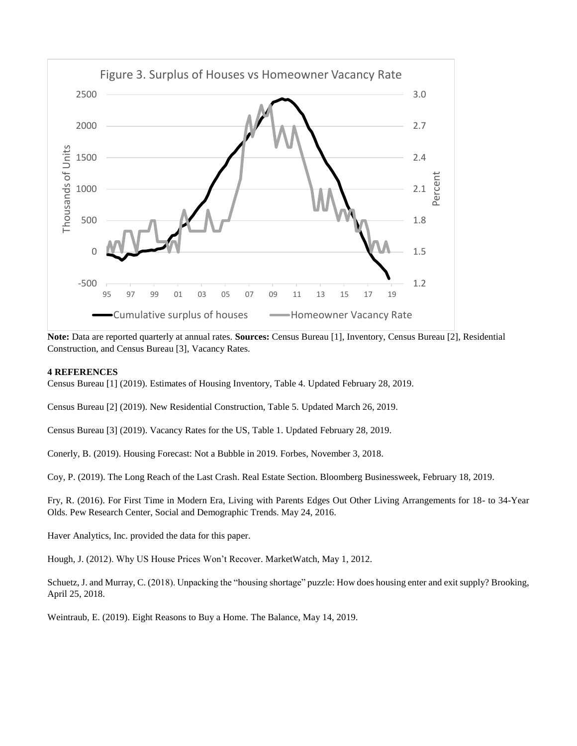Figure 3. Surplus of Houses vs Homeowner Vacancy Rate

Thousands of Units

2500
2000
1500
1000
500
0
-500

Percent

3.0
2.7
2.4
2.1
1.8
1.5
1.2

95 97 99 01 03 05 07 09 11 13 15 17 19

Cumulative surplus of houses

Homeowner Vacancy Rate

**Note:** Data are reported quarterly at annual rates. **Sources:** Census Bureau [1], Inventory, Census Bureau [2], Residential Construction, and Census Bureau [3], Vacancy Rates.

**4 REFERENCES**

Census Bureau [1] (2019). Estimates of Housing Inventory, Table 4. Updated February 28, 2019.

Census Bureau [2] (2019). New Residential Construction, Table 5. Updated March 26, 2019.

Census Bureau [3] (2019). Vacancy Rates for the US, Table 1. Updated February 28, 2019.

Conerly, B. (2019). Housing Forecast: Not a Bubble in 2019. Forbes, November 3, 2018.

Coy, P. (2019). The Long Reach of the Last Crash. Real Estate Section. Bloomberg Businessweek, February 18, 2019.

Fry, R. (2016). For First Time in Modern Era, Living with Parents Edges Out Other Living Arrangements for 18- to 34-Year Olds. Pew Research Center, Social and Demographic Trends. May 24, 2016.

Haver Analytics, Inc. provided the data for this paper.

Hough, J. (2012). Why US House Prices Won't Recover. MarketWatch, May 1, 2012.

Schuetz, J. and Murray, C. (2018). Unpacking the "housing shortage" puzzle: How does housing enter and exit supply? Brooking, April 25, 2018.

Weintraub, E. (2019). Eight Reasons to Buy a Home. The Balance, May 14, 2019.